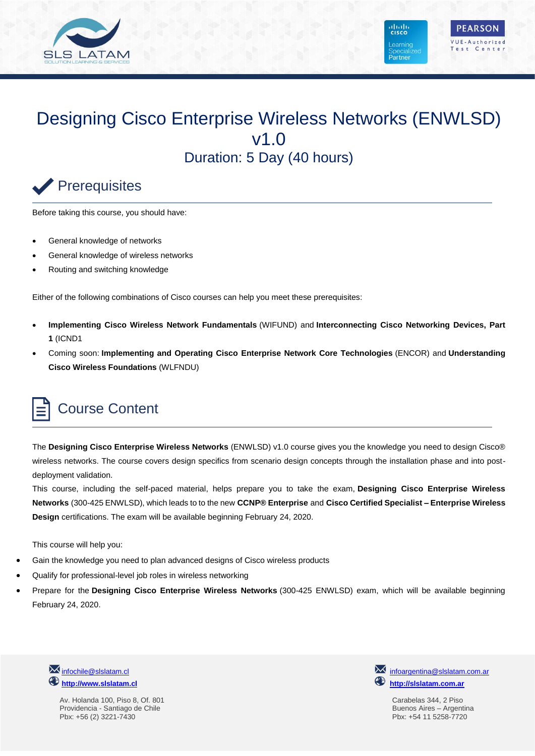# Designing Cisco Enterprise Wireless Networks (ENWLSD) v1.0

## Duration: 5 Day (40 hours)

## Prerequisites

Before taking this course, you should have:

- General knowledge of networks
- General knowledge of wireless networks
- Routing and switching knowledge

Either of the following combinations of Cisco courses can help you meet these prerequisites:

- **Implementing Cisco Wireless Network Fundamentals** (WIFUND) and **Interconnecting Cisco Networking Devices, Part 1** (ICND1
- Coming soon: **Implementing and Operating Cisco Enterprise Network Core Technologies** (ENCOR) and **Understanding Cisco Wireless Foundations** (WLFNDU)

## Course Content

The **Designing Cisco Enterprise Wireless Networks** (ENWLSD) v1.0 course gives you the knowledge you need to design Cisco® wireless networks. The course covers design specifics from scenario design concepts through the installation phase and into post-deployment validation.

This course, including the self-paced material, helps prepare you to take the exam, **Designing Cisco Enterprise Wireless Networks** (300-425 ENWLSD), which leads to to the new **CCNP® Enterprise** and **Cisco Certified Specialist – Enterprise Wireless Design** certifications. The exam will be available beginning February 24, 2020.

This course will help you:

- Gain the knowledge you need to plan advanced designs of Cisco wireless products
- Qualify for professional-level job roles in wireless networking
- Prepare for the **Designing Cisco Enterprise Wireless Networks** (300-425 ENWLSD) exam, which will be available beginning February 24, 2020.

infochile@slslatam.cl
**http://www.slslatam.cl**

Av. Holanda 100, Piso 8, Of. 801
Providencia - Santiago de Chile
Pbx: +56 (2) 3221-7430

infoargentina@slslatam.com.ar
**http://slslatam.com.ar**

Carabelas 344, 2 Piso
Buenos Aires – Argentina
Pbx: +54 11 5258-7720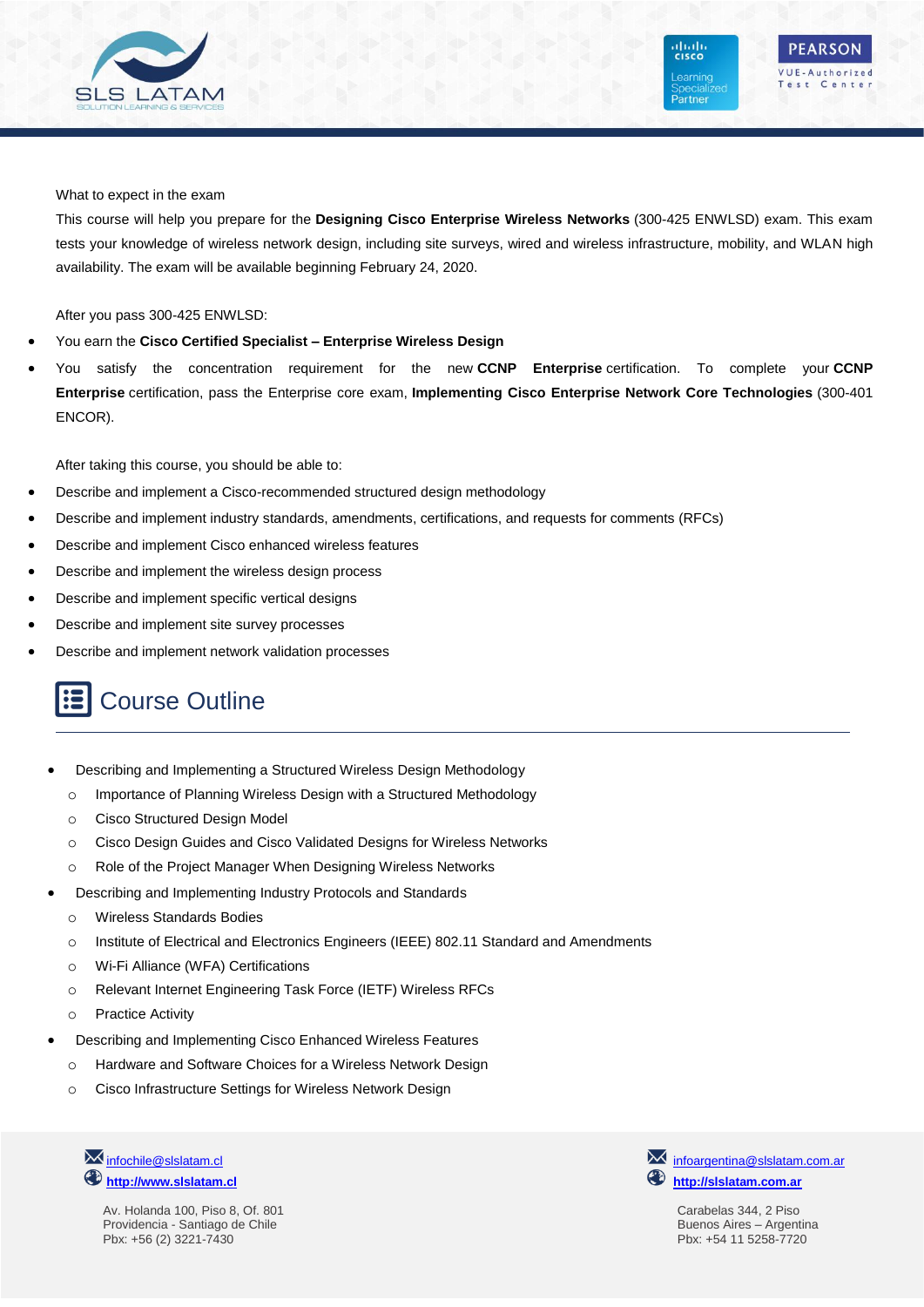What to expect in the exam

This course will help you prepare for the **Designing Cisco Enterprise Wireless Networks** (300-425 ENWLSD) exam. This exam tests your knowledge of wireless network design, including site surveys, wired and wireless infrastructure, mobility, and WLAN high availability. The exam will be available beginning February 24, 2020.

After you pass 300-425 ENWLSD:

- You earn the **Cisco Certified Specialist – Enterprise Wireless Design**
- You satisfy the concentration requirement for the new **CCNP Enterprise** certification. To complete your **CCNP Enterprise** certification, pass the Enterprise core exam, **Implementing Cisco Enterprise Network Core Technologies** (300-401 ENCOR).

After taking this course, you should be able to:

- Describe and implement a Cisco-recommended structured design methodology
- Describe and implement industry standards, amendments, certifications, and requests for comments (RFCs)
- Describe and implement Cisco enhanced wireless features
- Describe and implement the wireless design process
- Describe and implement specific vertical designs
- Describe and implement site survey processes
- Describe and implement network validation processes

## Course Outline

- Describing and Implementing a Structured Wireless Design Methodology
  - Importance of Planning Wireless Design with a Structured Methodology
  - Cisco Structured Design Model
  - Cisco Design Guides and Cisco Validated Designs for Wireless Networks
  - Role of the Project Manager When Designing Wireless Networks
- Describing and Implementing Industry Protocols and Standards
  - Wireless Standards Bodies
  - Institute of Electrical and Electronics Engineers (IEEE) 802.11 Standard and Amendments
  - Wi-Fi Alliance (WFA) Certifications
  - Relevant Internet Engineering Task Force (IETF) Wireless RFCs
  - Practice Activity
- Describing and Implementing Cisco Enhanced Wireless Features
  - Hardware and Software Choices for a Wireless Network Design
  - Cisco Infrastructure Settings for Wireless Network Design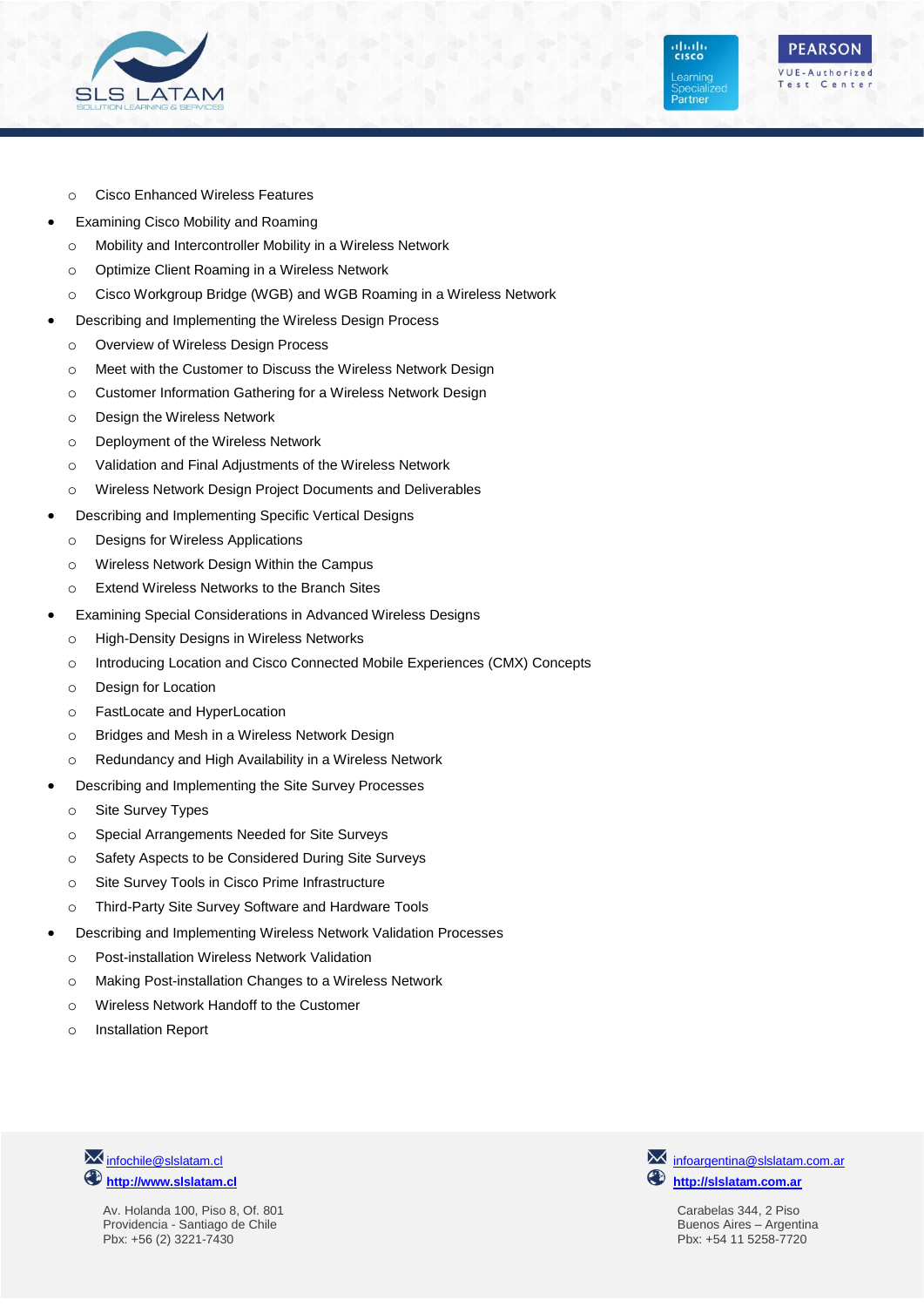- Cisco Enhanced Wireless Features
- Examining Cisco Mobility and Roaming
    - Mobility and Intercontroller Mobility in a Wireless Network
    - Optimize Client Roaming in a Wireless Network
    - Cisco Workgroup Bridge (WGB) and WGB Roaming in a Wireless Network
- Describing and Implementing the Wireless Design Process
    - Overview of Wireless Design Process
    - Meet with the Customer to Discuss the Wireless Network Design
    - Customer Information Gathering for a Wireless Network Design
    - Design the Wireless Network
    - Deployment of the Wireless Network
    - Validation and Final Adjustments of the Wireless Network
    - Wireless Network Design Project Documents and Deliverables
- Describing and Implementing Specific Vertical Designs
    - Designs for Wireless Applications
    - Wireless Network Design Within the Campus
    - Extend Wireless Networks to the Branch Sites
- Examining Special Considerations in Advanced Wireless Designs
    - High-Density Designs in Wireless Networks
    - Introducing Location and Cisco Connected Mobile Experiences (CMX) Concepts
    - Design for Location
    - FastLocate and HyperLocation
    - Bridges and Mesh in a Wireless Network Design
    - Redundancy and High Availability in a Wireless Network
- Describing and Implementing the Site Survey Processes
    - Site Survey Types
    - Special Arrangements Needed for Site Surveys
    - Safety Aspects to be Considered During Site Surveys
    - Site Survey Tools in Cisco Prime Infrastructure
    - Third-Party Site Survey Software and Hardware Tools
- Describing and Implementing Wireless Network Validation Processes
    - Post-installation Wireless Network Validation
    - Making Post-installation Changes to a Wireless Network
    - Wireless Network Handoff to the Customer
    - Installation Report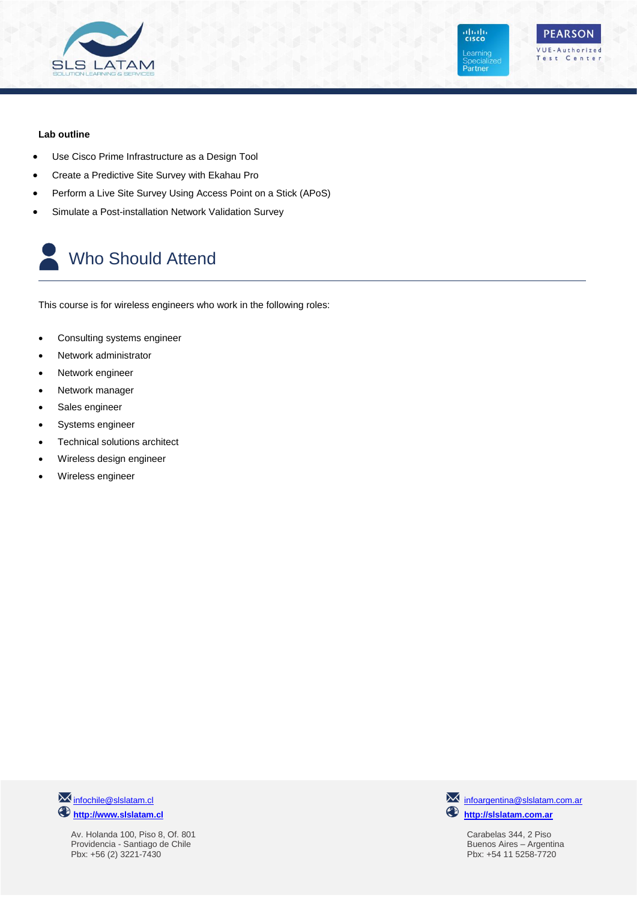**Lab outline**

- Use Cisco Prime Infrastructure as a Design Tool
- Create a Predictive Site Survey with Ekahau Pro
- Perform a Live Site Survey Using Access Point on a Stick (APoS)
- Simulate a Post-installation Network Validation Survey

## Who Should Attend

This course is for wireless engineers who work in the following roles:

- Consulting systems engineer
- Network administrator
- Network engineer
- Network manager
- Sales engineer
- Systems engineer
- Technical solutions architect
- Wireless design engineer
- Wireless engineer